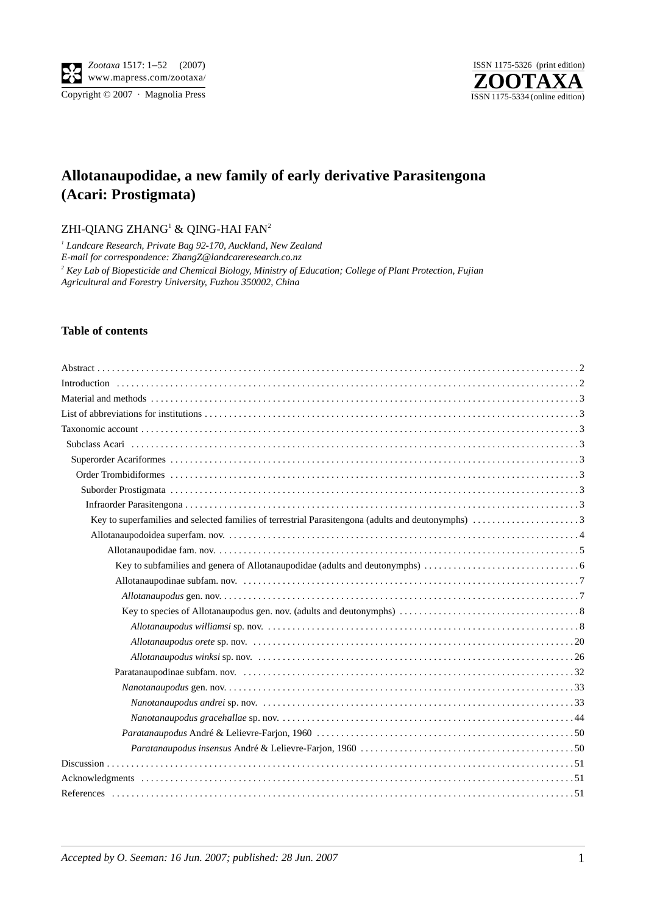# Allotanaupodidae, a new family of early derivative Parasitengona (Acari: Prostigmata)

ZHI-QIANG ZHANG[1] & QING-HAI FAN[2]

*[1] Landcare Research, Private Bag 92-170, Auckland, New Zealand*
*E-mail for correspondence: ZhangZ@landcareresearch.co.nz*
*[2] Key Lab of Biopesticide and Chemical Biology, Ministry of Education; College of Plant Protection, Fujian Agricultural and Forestry University, Fuzhou 350002, China*

## Table of contents

- Abstract . . . 2
- Introduction . . . 2
- Material and methods . . . 3
- List of abbreviations for institutions . . . 3
- Taxonomic account . . . 3
  - Subclass Acari . . . 3
    - Superorder Acariformes . . . 3
      - Order Trombidiformes . . . 3
        - Suborder Prostigmata . . . 3
          - Infraorder Parasitengona . . . 3
            - Key to superfamilies and selected families of terrestrial Parasitengona (adults and deutonymphs) . . . 3
            - Allotanaupodoidea superfam. nov. . . . 4
              - Allotanaupodidae fam. nov. . . . 5
                - Key to subfamilies and genera of Allotanaupodidae (adults and deutonymphs) . . . 6
                - Allotanaupodinae subfam. nov. . . . 7
                  - *Allotanaupodus* gen. nov. . . . 7
                  - Key to species of Allotanaupodus gen. nov. (adults and deutonymphs) . . . 8
                    - *Allotanaupodus williamsi* sp. nov. . . . 8
                    - *Allotanaupodus orete* sp. nov. . . . 20
                    - *Allotanaupodus winksi* sp. nov. . . . 26
                - Paratanaupodinae subfam. nov. . . . 32
                  - *Nanotanaupodus* gen. nov. . . . 33
                    - *Nanotanaupodus andrei* sp. nov. . . . 33
                    - *Nanotanaupodus gracehallae* sp. nov. . . . 44
                  - *Paratanaupodus* André & Lelievre-Farjon, 1960 . . . 50
                    - *Paratanaupodus insensus* André & Lelievre-Farjon, 1960 . . . 50
- Discussion . . . 51
- Acknowledgments . . . 51
- References . . . 51

*Accepted by O. Seeman: 16 Jun. 2007; published: 28 Jun. 2007*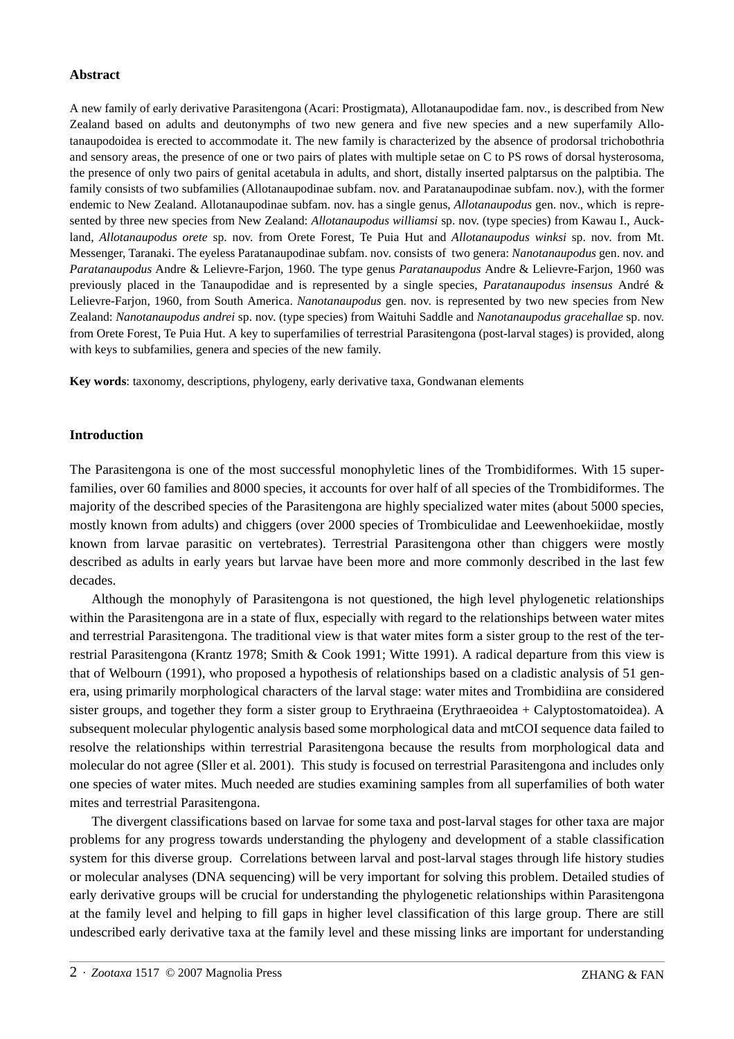**Abstract**

A new family of early derivative Parasitengona (Acari: Prostigmata), Allotanaupodidae fam. nov., is described from New Zealand based on adults and deutonymphs of two new genera and five new species and a new superfamily Allotanaupodoidea is erected to accommodate it. The new family is characterized by the absence of prodorsal trichobothria and sensory areas, the presence of one or two pairs of plates with multiple setae on C to PS rows of dorsal hysterosoma, the presence of only two pairs of genital acetabula in adults, and short, distally inserted palptarsus on the palptibia. The family consists of two subfamilies (Allotanaupodinae subfam. nov. and Paratanaupodinae subfam. nov.), with the former endemic to New Zealand. Allotanaupodinae subfam. nov. has a single genus, *Allotanaupodus* gen. nov., which is represented by three new species from New Zealand: *Allotanaupodus williamsi* sp. nov. (type species) from Kawau I., Auckland, *Allotanaupodus orete* sp. nov. from Orete Forest, Te Puia Hut and *Allotanaupodus winksi* sp. nov. from Mt. Messenger, Taranaki. The eyeless Paratanaupodinae subfam. nov. consists of two genera: *Nanotanaupodus* gen. nov. and *Paratanaupodus* Andre & Lelievre-Farjon, 1960. The type genus *Paratanaupodus* Andre & Lelievre-Farjon, 1960 was previously placed in the Tanaupodidae and is represented by a single species, *Paratanaupodus insensus* André & Lelievre-Farjon, 1960, from South America. *Nanotanaupodus* gen. nov. is represented by two new species from New Zealand: *Nanotanaupodus andrei* sp. nov. (type species) from Waituhi Saddle and *Nanotanaupodus gracehallae* sp. nov. from Orete Forest, Te Puia Hut. A key to superfamilies of terrestrial Parasitengona (post-larval stages) is provided, along with keys to subfamilies, genera and species of the new family.

**Key words**: taxonomy, descriptions, phylogeny, early derivative taxa, Gondwanan elements

**Introduction**

The Parasitengona is one of the most successful monophyletic lines of the Trombidiformes. With 15 superfamilies, over 60 families and 8000 species, it accounts for over half of all species of the Trombidiformes. The majority of the described species of the Parasitengona are highly specialized water mites (about 5000 species, mostly known from adults) and chiggers (over 2000 species of Trombiculidae and Leewenhoekiidae, mostly known from larvae parasitic on vertebrates). Terrestrial Parasitengona other than chiggers were mostly described as adults in early years but larvae have been more and more commonly described in the last few decades.

Although the monophyly of Parasitengona is not questioned, the high level phylogenetic relationships within the Parasitengona are in a state of flux, especially with regard to the relationships between water mites and terrestrial Parasitengona. The traditional view is that water mites form a sister group to the rest of the terrestrial Parasitengona (Krantz 1978; Smith & Cook 1991; Witte 1991). A radical departure from this view is that of Welbourn (1991), who proposed a hypothesis of relationships based on a cladistic analysis of 51 genera, using primarily morphological characters of the larval stage: water mites and Trombidiina are considered sister groups, and together they form a sister group to Erythraeina (Erythraeoidea + Calyptostomatoidea). A subsequent molecular phylogentic analysis based some morphological data and mtCOI sequence data failed to resolve the relationships within terrestrial Parasitengona because the results from morphological data and molecular do not agree (Sller et al. 2001). This study is focused on terrestrial Parasitengona and includes only one species of water mites. Much needed are studies examining samples from all superfamilies of both water mites and terrestrial Parasitengona.

The divergent classifications based on larvae for some taxa and post-larval stages for other taxa are major problems for any progress towards understanding the phylogeny and development of a stable classification system for this diverse group. Correlations between larval and post-larval stages through life history studies or molecular analyses (DNA sequencing) will be very important for solving this problem. Detailed studies of early derivative groups will be crucial for understanding the phylogenetic relationships within Parasitengona at the family level and helping to fill gaps in higher level classification of this large group. There are still undescribed early derivative taxa at the family level and these missing links are important for understanding